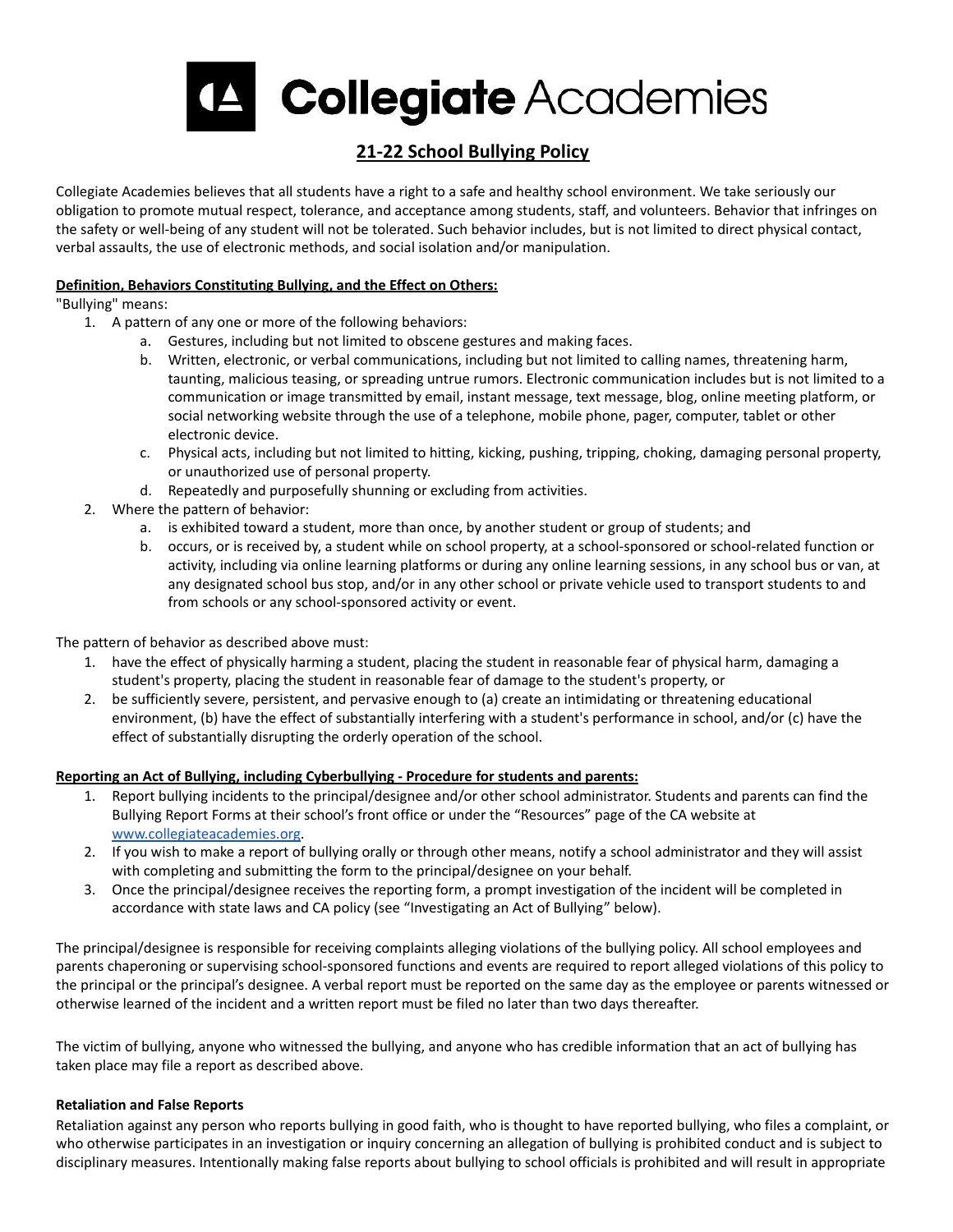# Collegiate Academies

## 21-22 School Bullying Policy

Collegiate Academies believes that all students have a right to a safe and healthy school environment. We take seriously our obligation to promote mutual respect, tolerance, and acceptance among students, staff, and volunteers. Behavior that infringes on the safety or well-being of any student will not be tolerated. Such behavior includes, but is not limited to direct physical contact, verbal assaults, the use of electronic methods, and social isolation and/or manipulation.

**Definition, Behaviors Constituting Bullying, and the Effect on Others:**

"Bullying" means:

1. A pattern of any one or more of the following behaviors:
    a. Gestures, including but not limited to obscene gestures and making faces.
    b. Written, electronic, or verbal communications, including but not limited to calling names, threatening harm, taunting, malicious teasing, or spreading untrue rumors. Electronic communication includes but is not limited to a communication or image transmitted by email, instant message, text message, blog, online meeting platform, or social networking website through the use of a telephone, mobile phone, pager, computer, tablet or other electronic device.
    c. Physical acts, including but not limited to hitting, kicking, pushing, tripping, choking, damaging personal property, or unauthorized use of personal property.
    d. Repeatedly and purposefully shunning or excluding from activities.
2. Where the pattern of behavior:
    a. is exhibited toward a student, more than once, by another student or group of students; and
    b. occurs, or is received by, a student while on school property, at a school-sponsored or school-related function or activity, including via online learning platforms or during any online learning sessions, in any school bus or van, at any designated school bus stop, and/or in any other school or private vehicle used to transport students to and from schools or any school-sponsored activity or event.

The pattern of behavior as described above must:

1. have the effect of physically harming a student, placing the student in reasonable fear of physical harm, damaging a student's property, placing the student in reasonable fear of damage to the student's property, or
2. be sufficiently severe, persistent, and pervasive enough to (a) create an intimidating or threatening educational environment, (b) have the effect of substantially interfering with a student's performance in school, and/or (c) have the effect of substantially disrupting the orderly operation of the school.

**Reporting an Act of Bullying, including Cyberbullying - Procedure for students and parents:**

1. Report bullying incidents to the principal/designee and/or other school administrator. Students and parents can find the Bullying Report Forms at their school's front office or under the "Resources" page of the CA website at www.collegiateacademies.org.
2. If you wish to make a report of bullying orally or through other means, notify a school administrator and they will assist with completing and submitting the form to the principal/designee on your behalf.
3. Once the principal/designee receives the reporting form, a prompt investigation of the incident will be completed in accordance with state laws and CA policy (see "Investigating an Act of Bullying" below).

The principal/designee is responsible for receiving complaints alleging violations of the bullying policy. All school employees and parents chaperoning or supervising school-sponsored functions and events are required to report alleged violations of this policy to the principal or the principal's designee. A verbal report must be reported on the same day as the employee or parents witnessed or otherwise learned of the incident and a written report must be filed no later than two days thereafter.

The victim of bullying, anyone who witnessed the bullying, and anyone who has credible information that an act of bullying has taken place may file a report as described above.

**Retaliation and False Reports**

Retaliation against any person who reports bullying in good faith, who is thought to have reported bullying, who files a complaint, or who otherwise participates in an investigation or inquiry concerning an allegation of bullying is prohibited conduct and is subject to disciplinary measures. Intentionally making false reports about bullying to school officials is prohibited and will result in appropriate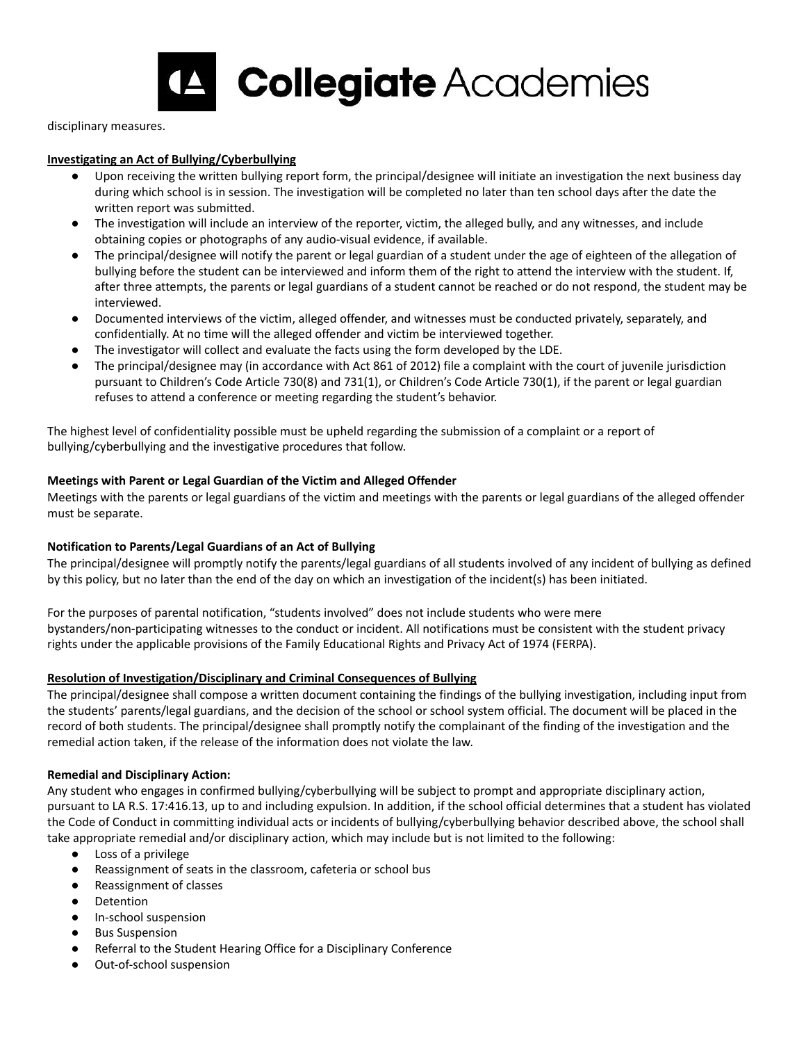disciplinary measures.

## Investigating an Act of Bullying/Cyberbullying

- Upon receiving the written bullying report form, the principal/designee will initiate an investigation the next business day during which school is in session. The investigation will be completed no later than ten school days after the date the written report was submitted.
- The investigation will include an interview of the reporter, victim, the alleged bully, and any witnesses, and include obtaining copies or photographs of any audio-visual evidence, if available.
- The principal/designee will notify the parent or legal guardian of a student under the age of eighteen of the allegation of bullying before the student can be interviewed and inform them of the right to attend the interview with the student. If, after three attempts, the parents or legal guardians of a student cannot be reached or do not respond, the student may be interviewed.
- Documented interviews of the victim, alleged offender, and witnesses must be conducted privately, separately, and confidentially. At no time will the alleged offender and victim be interviewed together.
- The investigator will collect and evaluate the facts using the form developed by the LDE.
- The principal/designee may (in accordance with Act 861 of 2012) file a complaint with the court of juvenile jurisdiction pursuant to Children's Code Article 730(8) and 731(1), or Children's Code Article 730(1), if the parent or legal guardian refuses to attend a conference or meeting regarding the student's behavior.

The highest level of confidentiality possible must be upheld regarding the submission of a complaint or a report of bullying/cyberbullying and the investigative procedures that follow.

### Meetings with Parent or Legal Guardian of the Victim and Alleged Offender

Meetings with the parents or legal guardians of the victim and meetings with the parents or legal guardians of the alleged offender must be separate.

### Notification to Parents/Legal Guardians of an Act of Bullying

The principal/designee will promptly notify the parents/legal guardians of all students involved of any incident of bullying as defined by this policy, but no later than the end of the day on which an investigation of the incident(s) has been initiated.

For the purposes of parental notification, "students involved" does not include students who were mere bystanders/non-participating witnesses to the conduct or incident. All notifications must be consistent with the student privacy rights under the applicable provisions of the Family Educational Rights and Privacy Act of 1974 (FERPA).

## Resolution of Investigation/Disciplinary and Criminal Consequences of Bullying

The principal/designee shall compose a written document containing the findings of the bullying investigation, including input from the students' parents/legal guardians, and the decision of the school or school system official. The document will be placed in the record of both students. The principal/designee shall promptly notify the complainant of the finding of the investigation and the remedial action taken, if the release of the information does not violate the law.

### Remedial and Disciplinary Action:

Any student who engages in confirmed bullying/cyberbullying will be subject to prompt and appropriate disciplinary action, pursuant to LA R.S. 17:416.13, up to and including expulsion. In addition, if the school official determines that a student has violated the Code of Conduct in committing individual acts or incidents of bullying/cyberbullying behavior described above, the school shall take appropriate remedial and/or disciplinary action, which may include but is not limited to the following:

- Loss of a privilege
- Reassignment of seats in the classroom, cafeteria or school bus
- Reassignment of classes
- Detention
- In-school suspension
- Bus Suspension
- Referral to the Student Hearing Office for a Disciplinary Conference
- Out-of-school suspension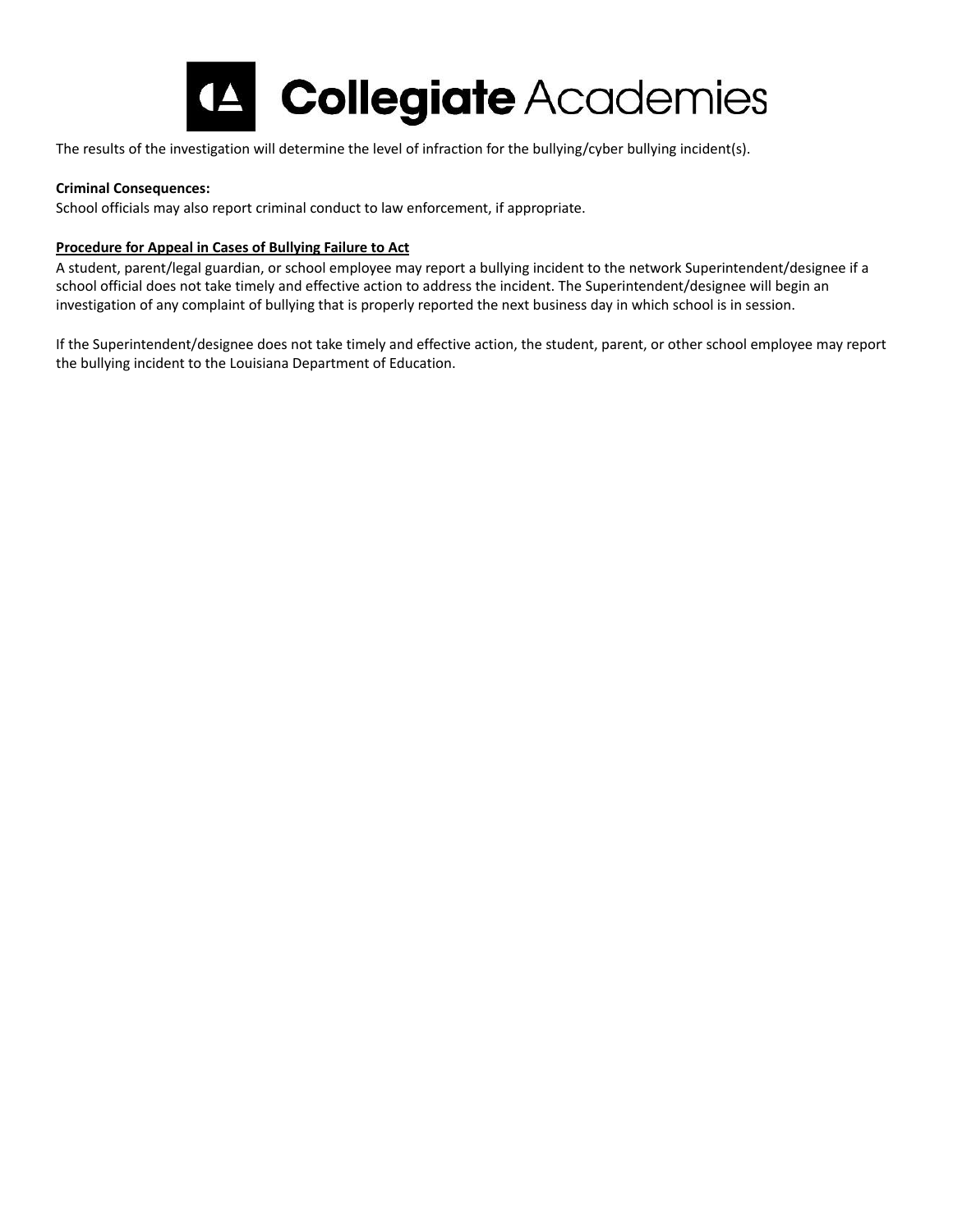The results of the investigation will determine the level of infraction for the bullying/cyber bullying incident(s).

**Criminal Consequences:**
School officials may also report criminal conduct to law enforcement, if appropriate.

**Procedure for Appeal in Cases of Bullying Failure to Act**

A student, parent/legal guardian, or school employee may report a bullying incident to the network Superintendent/designee if a school official does not take timely and effective action to address the incident. The Superintendent/designee will begin an investigation of any complaint of bullying that is properly reported the next business day in which school is in session.

If the Superintendent/designee does not take timely and effective action, the student, parent, or other school employee may report the bullying incident to the Louisiana Department of Education.